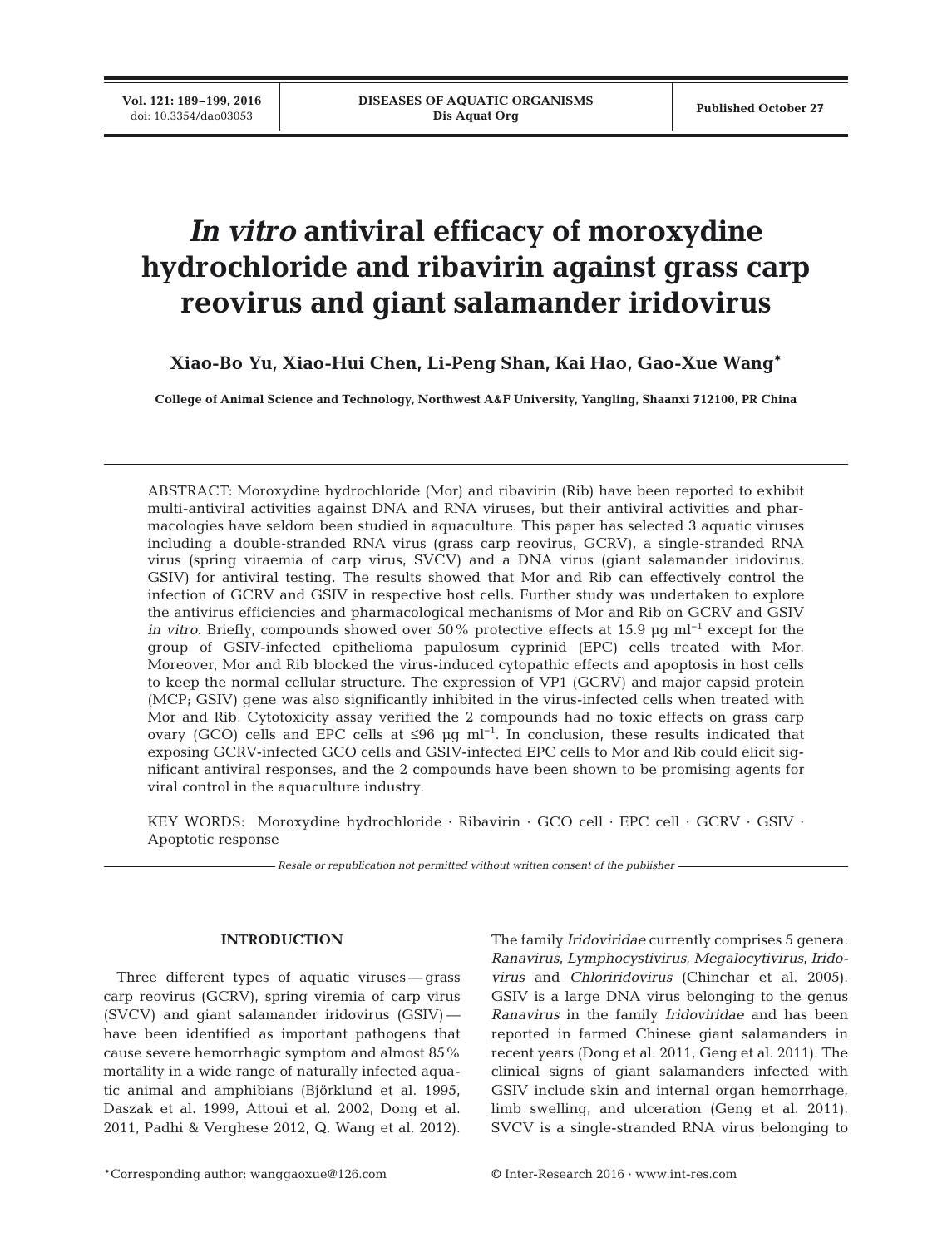# *In vitro* antiviral efficacy of moroxydine hydrochloride and ribavirin against grass carp reovirus and giant salamander iridovirus

**Xiao-Bo Yu, Xiao-Hui Chen, Li-Peng Shan, Kai Hao, Gao-Xue Wang***

**College of Animal Science and Technology, Northwest A&F University, Yangling, Shaanxi 712100, PR China**

ABSTRACT: Moroxydine hydrochloride (Mor) and ribavirin (Rib) have been reported to exhibit multi-antiviral activities against DNA and RNA viruses, but their antiviral activities and pharmacologies have seldom been studied in aquaculture. This paper has selected 3 aquatic viruses including a double-stranded RNA virus (grass carp reovirus, GCRV), a single-stranded RNA virus (spring viraemia of carp virus, SVCV) and a DNA virus (giant salamander iridovirus, GSIV) for antiviral testing. The results showed that Mor and Rib can effectively control the infection of GCRV and GSIV in respective host cells. Further study was undertaken to explore the antivirus efficiencies and pharmacological mechanisms of Mor and Rib on GCRV and GSIV *in vitro*. Briefly, compounds showed over 50% protective effects at 15.9 µg $ml^{-1}$ except for the group of GSIV-infected epithelioma papulosum cyprinid (EPC) cells treated with Mor. Moreover, Mor and Rib blocked the virus-induced cytopathic effects and apoptosis in host cells to keep the normal cellular structure. The expression of VP1 (GCRV) and major capsid protein (MCP; GSIV) gene was also significantly inhibited in the virus-infected cells when treated with Mor and Rib. Cytotoxicity assay verified the 2 compounds had no toxic effects on grass carp ovary (GCO) cells and EPC cells at ≤96 µg $ml^{-1}$. In conclusion, these results indicated that exposing GCRV-infected GCO cells and GSIV-infected EPC cells to Mor and Rib could elicit significant antiviral responses, and the 2 compounds have been shown to be promising agents for viral control in the aquaculture industry.

KEY WORDS: Moroxydine hydrochloride · Ribavirin · GCO cell · EPC cell · GCRV · GSIV · Apoptotic response

*Resale or republication not permitted without written consent of the publisher*

## INTRODUCTION

Three different types of aquatic viruses — grass carp reovirus (GCRV), spring viremia of carp virus (SVCV) and giant salamander iridovirus (GSIV) — have been identified as important pathogens that cause severe hemorrhagic symptom and almost 85% mortality in a wide range of naturally infected aquatic animal and amphibians (Björklund et al. 1995, Daszak et al. 1999, Attoui et al. 2002, Dong et al. 2011, Padhi & Verghese 2012, Q. Wang et al. 2012). The family *Iridoviridae* currently comprises 5 genera: *Ranavirus*, *Lymphocystivirus*, *Megalocytivirus*, *Iridovirus* and *Chloriridovirus* (Chinchar et al. 2005). GSIV is a large DNA virus belonging to the genus *Ranavirus* in the family *Iridoviridae* and has been reported in farmed Chinese giant salamanders in recent years (Dong et al. 2011, Geng et al. 2011). The clinical signs of giant salamanders infected with GSIV include skin and internal organ hemorrhage, limb swelling, and ulceration (Geng et al. 2011). SVCV is a single-stranded RNA virus belonging to

*Corresponding author: wanggaoxue@126.com

© Inter-Research 2016 · www.int-res.com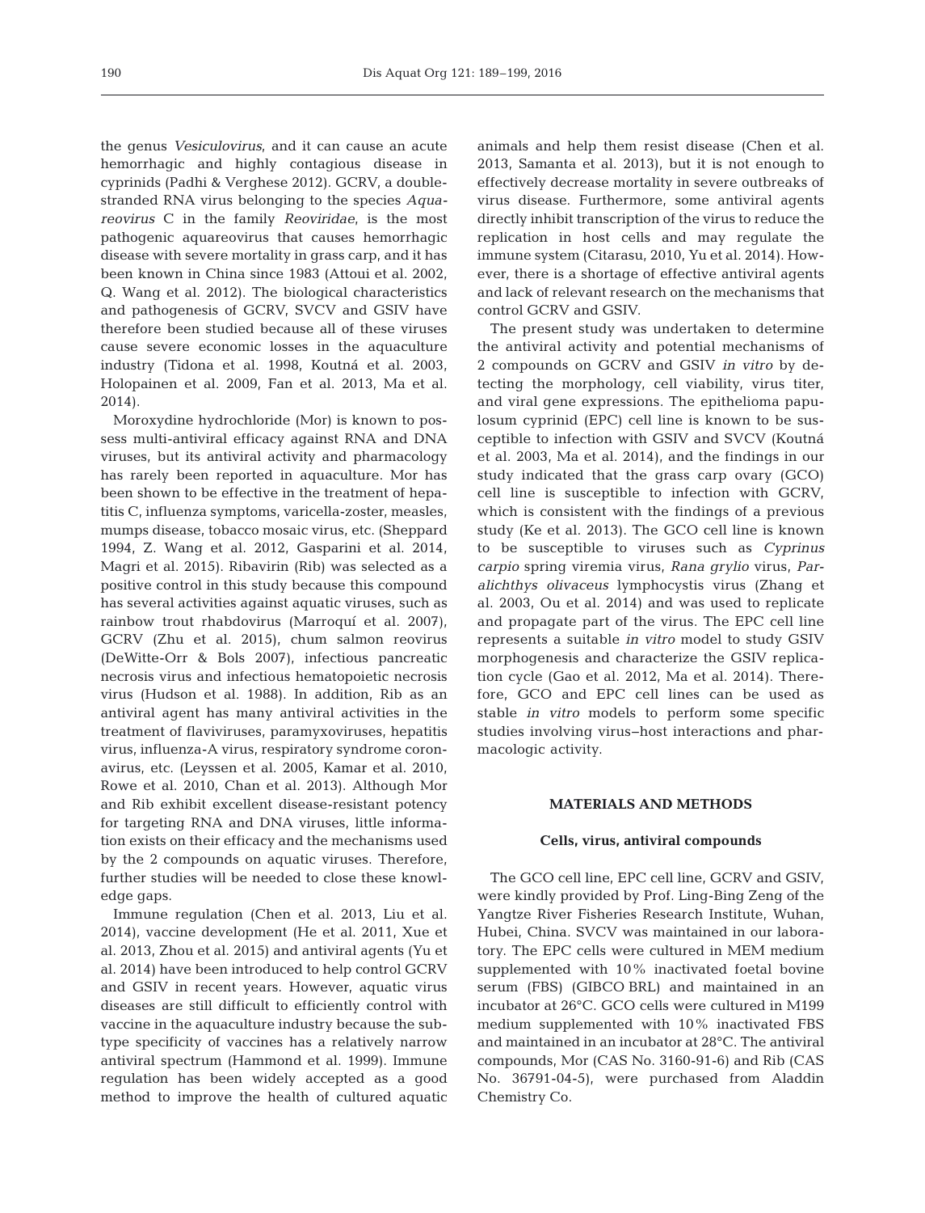the genus *Vesiculovirus*, and it can cause an acute hemorrhagic and highly contagious disease in cyprinids (Padhi & Verghese 2012). GCRV, a double-stranded RNA virus belonging to the species *Aquareovirus* C in the family *Reoviridae*, is the most pathogenic aquareovirus that causes hemorrhagic disease with severe mortality in grass carp, and it has been known in China since 1983 (Attoui et al. 2002, Q. Wang et al. 2012). The biological characteristics and pathogenesis of GCRV, SVCV and GSIV have therefore been studied because all of these viruses cause severe economic losses in the aquaculture industry (Tidona et al. 1998, Koutná et al. 2003, Holopainen et al. 2009, Fan et al. 2013, Ma et al. 2014).

Moroxydine hydrochloride (Mor) is known to possess multi-antiviral efficacy against RNA and DNA viruses, but its antiviral activity and pharmacology has rarely been reported in aquaculture. Mor has been shown to be effective in the treatment of hepatitis C, influenza symptoms, varicella-zoster, measles, mumps disease, tobacco mosaic virus, etc. (Sheppard 1994, Z. Wang et al. 2012, Gasparini et al. 2014, Magri et al. 2015). Ribavirin (Rib) was selected as a positive control in this study because this compound has several activities against aquatic viruses, such as rainbow trout rhabdovirus (Marroquí et al. 2007), GCRV (Zhu et al. 2015), chum salmon reovirus (DeWitte-Orr & Bols 2007), infectious pancreatic necrosis virus and infectious hematopoietic necrosis virus (Hudson et al. 1988). In addition, Rib as an antiviral agent has many antiviral activities in the treatment of flaviviruses, paramyxoviruses, hepatitis virus, influenza-A virus, respiratory syndrome coronavirus, etc. (Leyssen et al. 2005, Kamar et al. 2010, Rowe et al. 2010, Chan et al. 2013). Although Mor and Rib exhibit excellent disease-resistant potency for targeting RNA and DNA viruses, little information exists on their efficacy and the mechanisms used by the 2 compounds on aquatic viruses. Therefore, further studies will be needed to close these knowledge gaps.

Immune regulation (Chen et al. 2013, Liu et al. 2014), vaccine development (He et al. 2011, Xue et al. 2013, Zhou et al. 2015) and antiviral agents (Yu et al. 2014) have been introduced to help control GCRV and GSIV in recent years. However, aquatic virus diseases are still difficult to efficiently control with vaccine in the aquaculture industry because the subtype specificity of vaccines has a relatively narrow antiviral spectrum (Hammond et al. 1999). Immune regulation has been widely accepted as a good method to improve the health of cultured aquatic animals and help them resist disease (Chen et al. 2013, Samanta et al. 2013), but it is not enough to effectively decrease mortality in severe outbreaks of virus disease. Furthermore, some antiviral agents directly inhibit transcription of the virus to reduce the replication in host cells and may regulate the immune system (Citarasu, 2010, Yu et al. 2014). However, there is a shortage of effective antiviral agents and lack of relevant research on the mechanisms that control GCRV and GSIV.

The present study was undertaken to determine the antiviral activity and potential mechanisms of 2 compounds on GCRV and GSIV *in vitro* by detecting the morphology, cell viability, virus titer, and viral gene expressions. The epithelioma papulosum cyprinid (EPC) cell line is known to be susceptible to infection with GSIV and SVCV (Koutná et al. 2003, Ma et al. 2014), and the findings in our study indicated that the grass carp ovary (GCO) cell line is susceptible to infection with GCRV, which is consistent with the findings of a previous study (Ke et al. 2013). The GCO cell line is known to be susceptible to viruses such as *Cyprinus carpio* spring viremia virus, *Rana grylio* virus, *Paralichthys olivaceus* lymphocystis virus (Zhang et al. 2003, Ou et al. 2014) and was used to replicate and propagate part of the virus. The EPC cell line represents a suitable *in vitro* model to study GSIV morphogenesis and characterize the GSIV replication cycle (Gao et al. 2012, Ma et al. 2014). Therefore, GCO and EPC cell lines can be used as stable *in vitro* models to perform some specific studies involving virus–host interactions and pharmacologic activity.

## MATERIALS AND METHODS

### Cells, virus, antiviral compounds

The GCO cell line, EPC cell line, GCRV and GSIV, were kindly provided by Prof. Ling-Bing Zeng of the Yangtze River Fisheries Research Institute, Wuhan, Hubei, China. SVCV was maintained in our laboratory. The EPC cells were cultured in MEM medium supplemented with 10% inactivated foetal bovine serum (FBS) (GIBCO BRL) and maintained in an incubator at 26°C. GCO cells were cultured in M199 medium supplemented with 10% inactivated FBS and maintained in an incubator at 28°C. The antiviral compounds, Mor (CAS No. 3160-91-6) and Rib (CAS No. 36791-04-5), were purchased from Aladdin Chemistry Co.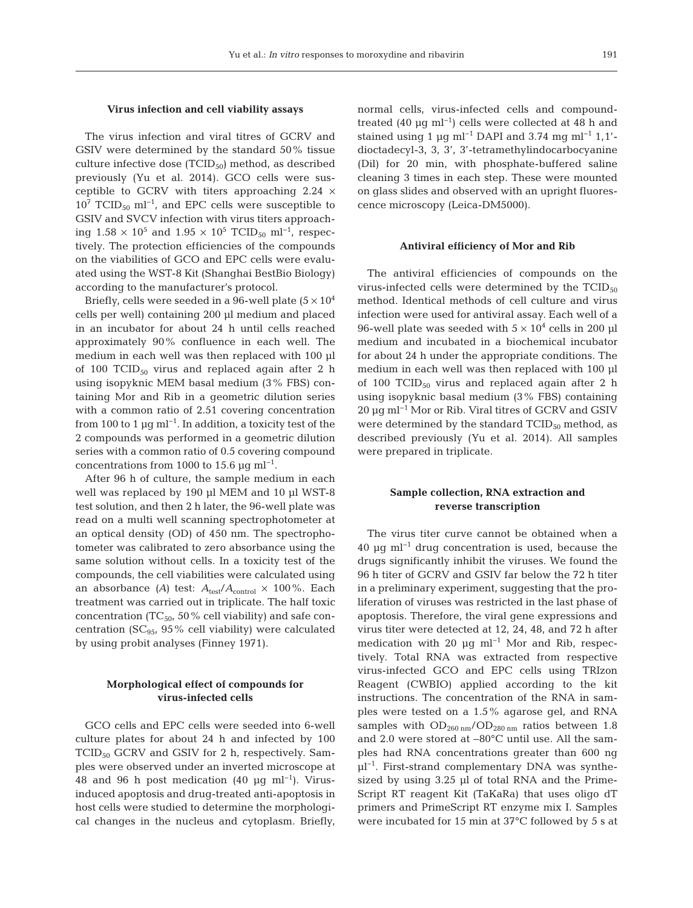### Virus infection and cell viability assays

The virus infection and viral titres of GCRV and GSIV were determined by the standard 50% tissue culture infective dose ($TCID_{50}$) method, as described previously (Yu et al. 2014). GCO cells were susceptible to GCRV with titers approaching $2.24 \times 10^7$ $TCID_{50}$ $ml^{-1}$, and EPC cells were susceptible to GSIV and SVCV infection with virus titers approaching $1.58 \times 10^5$ and $1.95 \times 10^5$ $TCID_{50}$ $ml^{-1}$, respectively. The protection efficiencies of the compounds on the viabilities of GCO and EPC cells were evaluated using the WST-8 Kit (Shanghai BestBio Biology) according to the manufacturer's protocol.

Briefly, cells were seeded in a 96-well plate ($5 \times 10^4$ cells per well) containing 200 µl medium and placed in an incubator for about 24 h until cells reached approximately 90% confluence in each well. The medium in each well was then replaced with 100 µl of 100 $TCID_{50}$ virus and replaced again after 2 h using isopyknic MEM basal medium (3% FBS) containing Mor and Rib in a geometric dilution series with a common ratio of 2.51 covering concentration from 100 to 1 µg $ml^{-1}$. In addition, a toxicity test of the 2 compounds was performed in a geometric dilution series with a common ratio of 0.5 covering compound concentrations from 1000 to 15.6 µg $ml^{-1}$.

After 96 h of culture, the sample medium in each well was replaced by 190 µl MEM and 10 µl WST-8 test solution, and then 2 h later, the 96-well plate was read on a multi well scanning spectrophotometer at an optical density (OD) of 450 nm. The spectrophotometer was calibrated to zero absorbance using the same solution without cells. In a toxicity test of the compounds, the cell viabilities were calculated using an absorbance ($A$) test: $A_{test}/A_{control} \times 100\%$. Each treatment was carried out in triplicate. The half toxic concentration ($TC_{50}$, 50% cell viability) and safe concentration ($SC_{95}$, 95% cell viability) were calculated by using probit analyses (Finney 1971).

### Morphological effect of compounds for virus-infected cells

GCO cells and EPC cells were seeded into 6-well culture plates for about 24 h and infected by 100 $TCID_{50}$ GCRV and GSIV for 2 h, respectively. Samples were observed under an inverted microscope at 48 and 96 h post medication (40 µg $ml^{-1}$). Virus-induced apoptosis and drug-treated anti-apoptosis in host cells were studied to determine the morphological changes in the nucleus and cytoplasm. Briefly, normal cells, virus-infected cells and compound-treated (40 µg $ml^{-1}$) cells were collected at 48 h and stained using 1 µg $ml^{-1}$ DAPI and 3.74 mg $ml^{-1}$ 1,1′-dioctadecyl-3, 3, 3′, 3′-tetramethylindocarbocyanine (DiI) for 20 min, with phosphate-buffered saline cleaning 3 times in each step. These were mounted on glass slides and observed with an upright fluorescence microscopy (Leica-DM5000).

### Antiviral efficiency of Mor and Rib

The antiviral efficiencies of compounds on the virus-infected cells were determined by the $TCID_{50}$ method. Identical methods of cell culture and virus infection were used for antiviral assay. Each well of a 96-well plate was seeded with $5 \times 10^4$ cells in 200 µl medium and incubated in a biochemical incubator for about 24 h under the appropriate conditions. The medium in each well was then replaced with 100 µl of 100 $TCID_{50}$ virus and replaced again after 2 h using isopyknic basal medium (3% FBS) containing 20 µg $ml^{-1}$ Mor or Rib. Viral titres of GCRV and GSIV were determined by the standard $TCID_{50}$ method, as described previously (Yu et al. 2014). All samples were prepared in triplicate.

### Sample collection, RNA extraction and reverse transcription

The virus titer curve cannot be obtained when a 40 µg $ml^{-1}$ drug concentration is used, because the drugs significantly inhibit the viruses. We found the 96 h titer of GCRV and GSIV far below the 72 h titer in a preliminary experiment, suggesting that the proliferation of viruses was restricted in the last phase of apoptosis. Therefore, the viral gene expressions and virus titer were detected at 12, 24, 48, and 72 h after medication with 20 µg $ml^{-1}$ Mor and Rib, respectively. Total RNA was extracted from respective virus-infected GCO and EPC cells using TRIzon Reagent (CWBIO) applied according to the kit instructions. The concentration of the RNA in samples were tested on a 1.5% agarose gel, and RNA samples with $OD_{260\,nm}/OD_{280\,nm}$ ratios between 1.8 and 2.0 were stored at −80°C until use. All the samples had RNA concentrations greater than 600 ng $µl^{-1}$. First-strand complementary DNA was synthesized by using 3.25 µl of total RNA and the PrimeScript RT reagent Kit (TaKaRa) that uses oligo dT primers and PrimeScript RT enzyme mix I. Samples were incubated for 15 min at 37°C followed by 5 s at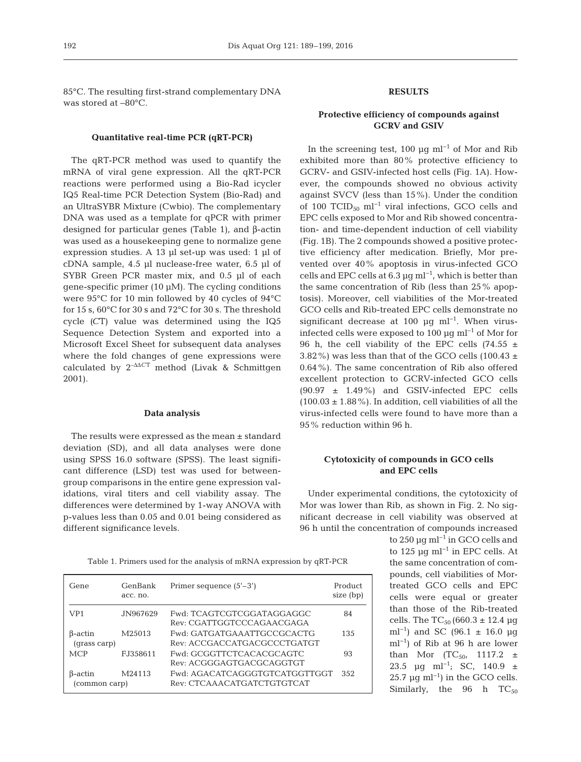85°C. The resulting first-strand complementary DNA was stored at –80°C.

### Quantitative real-time PCR (qRT-PCR)

The qRT-PCR method was used to quantify the mRNA of viral gene expression. All the qRT-PCR reactions were performed using a Bio-Rad icycler IQ5 Real-time PCR Detection System (Bio-Rad) and an UltraSYBR Mixture (Cwbio). The complementary DNA was used as a template for qPCR with primer designed for particular genes (Table 1), and β-actin was used as a housekeeping gene to normalize gene expression studies. A 13 µl set-up was used: 1 µl of cDNA sample, 4.5 µl nuclease-free water, 6.5 µl of SYBR Green PCR master mix, and 0.5 µl of each gene-specific primer (10 µM). The cycling conditions were 95°C for 10 min followed by 40 cycles of 94°C for 15 s, 60°C for 30 s and 72°C for 30 s. The threshold cycle (*C*T) value was determined using the IQ5 Sequence Detection System and exported into a Microsoft Excel Sheet for subsequent data analyses where the fold changes of gene expressions were calculated by $2^{-\Delta\Delta CT}$ method (Livak & Schmittgen 2001).

### Data analysis

The results were expressed as the mean ± standard deviation (SD), and all data analyses were done using SPSS 16.0 software (SPSS). The least significant difference (LSD) test was used for between-group comparisons in the entire gene expression validations, viral titers and cell viability assay. The differences were determined by 1-way ANOVA with p-values less than 0.05 and 0.01 being considered as different significance levels.

Table 1. Primers used for the analysis of mRNA expression by qRT-PCR

| Gene | GenBank acc. no. | Primer sequence (5'–3') | Product size (bp) |
|---|---|---|---|
| VP1 | JN967629 | Fwd: TCAGTCGTCGGATAGGAGGC<br>Rev: CGATTGGTCCCAGAACGAGA | 84 |
| β-actin (grass carp) | M25013 | Fwd: GATGATGAAATTGCCGCACTG<br>Rev: ACCGACCATGACGCCCTGATGT | 135 |
| MCP | FJ358611 | Fwd: GCGGTTCTCACACGCAGTC<br>Rev: ACGGGAGTGACGCAGGTGT | 93 |
| β-actin (common carp) | M24113 | Fwd: AGACATCAGGGTGTCATGGTTGGT<br>Rev: CTCAAACATGATCTGTGTCAT | 352 |

## RESULTS

### Protective efficiency of compounds against GCRV and GSIV

In the screening test, 100 µg ml$^{-1}$ of Mor and Rib exhibited more than 80% protective efficiency to GCRV- and GSIV-infected host cells (Fig. 1A). However, the compounds showed no obvious activity against SVCV (less than 15%). Under the condition of 100 TCID$_{50}$ ml$^{-1}$ viral infections, GCO cells and EPC cells exposed to Mor and Rib showed concentration- and time-dependent induction of cell viability (Fig. 1B). The 2 compounds showed a positive protective efficiency after medication. Briefly, Mor prevented over 40% apoptosis in virus-infected GCO cells and EPC cells at 6.3 µg ml$^{-1}$, which is better than the same concentration of Rib (less than 25% apoptosis). Moreover, cell viabilities of the Mor-treated GCO cells and Rib-treated EPC cells demonstrate no significant decrease at 100 µg ml$^{-1}$. When virus-infected cells were exposed to 100 µg ml$^{-1}$ of Mor for 96 h, the cell viability of the EPC cells (74.55 ± 3.82%) was less than that of the GCO cells (100.43 ± 0.64%). The same concentration of Rib also offered excellent protection to GCRV-infected GCO cells (90.97 ± 1.49%) and GSIV-infected EPC cells (100.03 ± 1.88%). In addition, cell viabilities of all the virus-infected cells were found to have more than a 95% reduction within 96 h.

### Cytotoxicity of compounds in GCO cells and EPC cells

Under experimental conditions, the cytotoxicity of Mor was lower than Rib, as shown in Fig. 2. No significant decrease in cell viability was observed at 96 h until the concentration of compounds increased to 250 µg ml$^{-1}$ in GCO cells and to 125 µg ml$^{-1}$ in EPC cells. At the same concentration of compounds, cell viabilities of Mor-treated GCO cells and EPC cells were equal or greater than those of the Rib-treated cells. The TC$_{50}$ (660.3 ± 12.4 µg ml$^{-1}$) and SC (96.1 ± 16.0 µg ml$^{-1}$) of Rib at 96 h are lower than Mor (TC$_{50}$, 1117.2 ± 23.5 µg ml$^{-1}$; SC, 140.9 ± 25.7 µg ml$^{-1}$) in the GCO cells. Similarly, the 96 h TC$_{50}$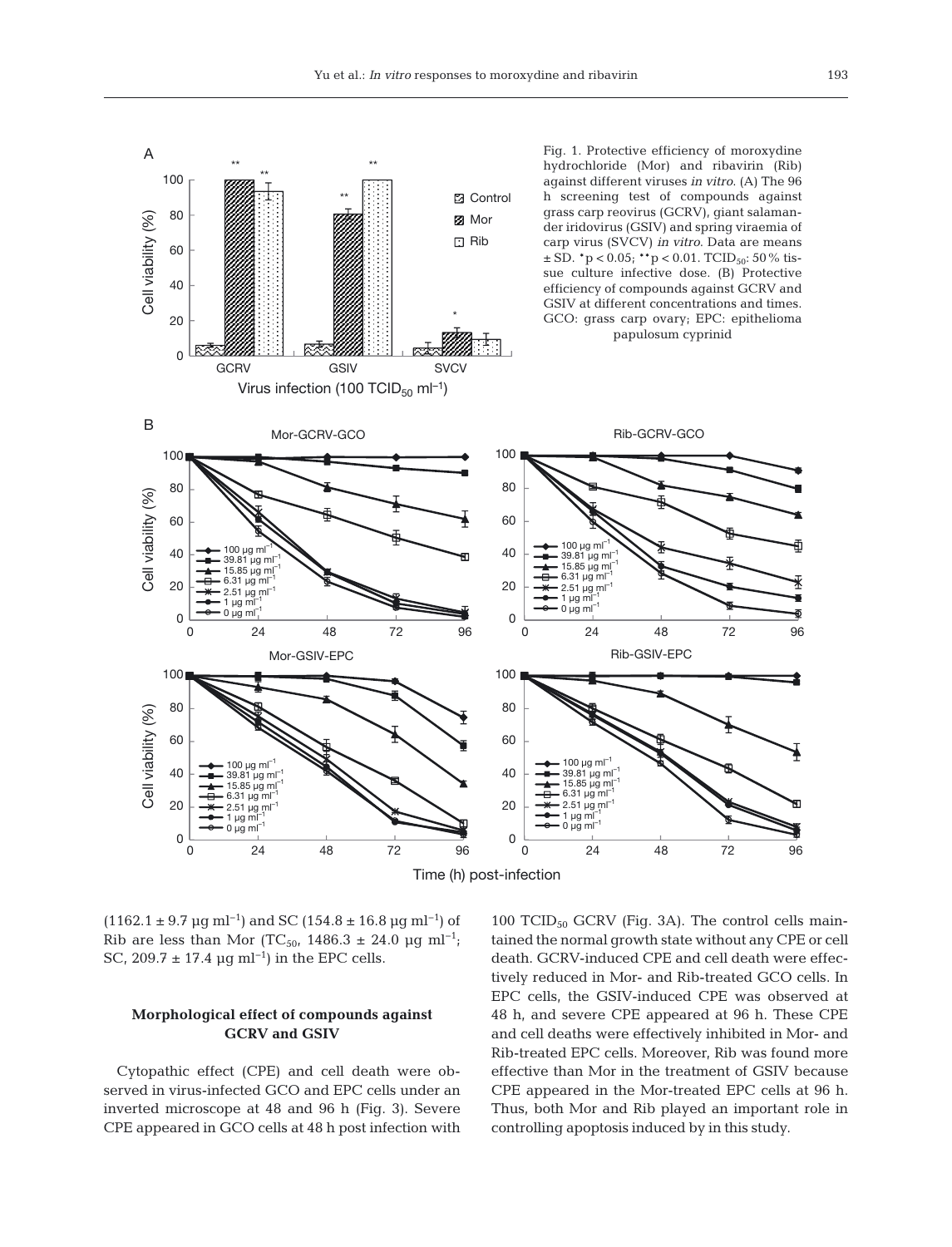Fig. 1. Protective efficiency of moroxydine hydrochloride (Mor) and ribavirin (Rib) against different viruses *in vitro*. (A) The 96 h screening test of compounds against grass carp reovirus (GCRV), giant salamander iridovirus (GSIV) and spring viraemia of carp virus (SVCV) *in vitro*. Data are means ± SD. \*p < 0.05; \*\*p < 0.01. $TCID_{50}$: 50% tissue culture infective dose. (B) Protective efficiency of compounds against GCRV and GSIV at different concentrations and times. GCO: grass carp ovary; EPC: epithelioma papulosum cyprinid

(1162.1 ± 9.7 µg $ml^{-1}$) and SC (154.8 ± 16.8 µg $ml^{-1}$) of Rib are less than Mor ($TC_{50}$, 1486.3 ± 24.0 µg $ml^{-1}$; SC, 209.7 ± 17.4 µg $ml^{-1}$) in the EPC cells.

### Morphological effect of compounds against GCRV and GSIV

Cytopathic effect (CPE) and cell death were observed in virus-infected GCO and EPC cells under an inverted microscope at 48 and 96 h (Fig. 3). Severe CPE appeared in GCO cells at 48 h post infection with 100 $TCID_{50}$ GCRV (Fig. 3A). The control cells maintained the normal growth state without any CPE or cell death. GCRV-induced CPE and cell death were effectively reduced in Mor- and Rib-treated GCO cells. In EPC cells, the GSIV-induced CPE was observed at 48 h, and severe CPE appeared at 96 h. These CPE and cell deaths were effectively inhibited in Mor- and Rib-treated EPC cells. Moreover, Rib was found more effective than Mor in the treatment of GSIV because CPE appeared in the Mor-treated EPC cells at 96 h. Thus, both Mor and Rib played an important role in controlling apoptosis induced by in this study.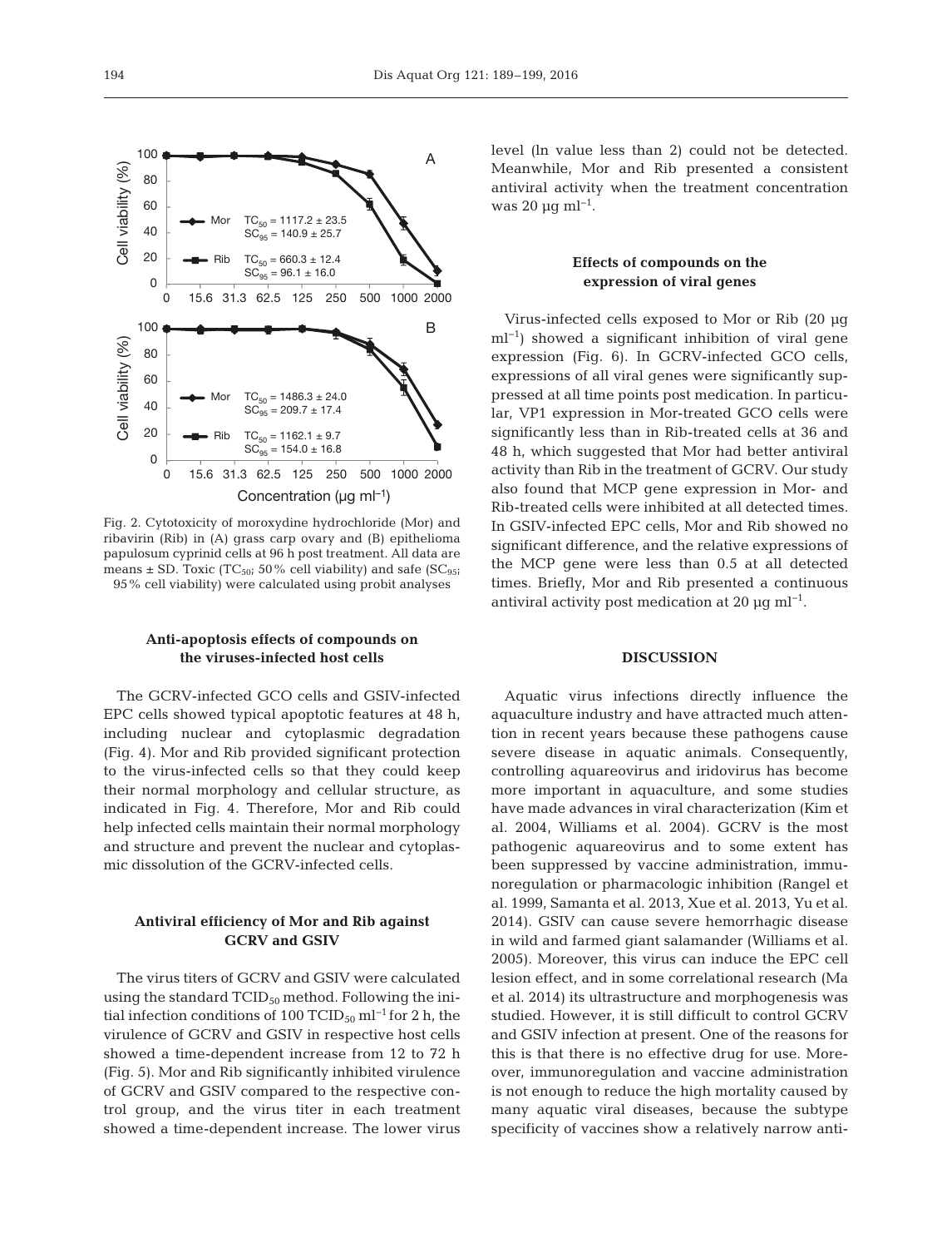Fig. 2. Cytotoxicity of moroxydine hydrochloride (Mor) and ribavirin (Rib) in (A) grass carp ovary and (B) epithelioma papulosum cyprinid cells at 96 h post treatment. All data are means ± SD. Toxic ($TC_{50}$; 50% cell viability) and safe ($SC_{95}$; 95% cell viability) were calculated using probit analyses

### Anti-apoptosis effects of compounds on the viruses-infected host cells

The GCRV-infected GCO cells and GSIV-infected EPC cells showed typical apoptotic features at 48 h, including nuclear and cytoplasmic degradation (Fig. 4). Mor and Rib provided significant protection to the virus-infected cells so that they could keep their normal morphology and cellular structure, as indicated in Fig. 4. Therefore, Mor and Rib could help infected cells maintain their normal morphology and structure and prevent the nuclear and cytoplasmic dissolution of the GCRV-infected cells.

### Antiviral efficiency of Mor and Rib against GCRV and GSIV

The virus titers of GCRV and GSIV were calculated using the standard $TCID_{50}$ method. Following the initial infection conditions of 100 $TCID_{50}$ $ml^{-1}$ for 2 h, the virulence of GCRV and GSIV in respective host cells showed a time-dependent increase from 12 to 72 h (Fig. 5). Mor and Rib significantly inhibited virulence of GCRV and GSIV compared to the respective control group, and the virus titer in each treatment showed a time-dependent increase. The lower virus level (ln value less than 2) could not be detected. Meanwhile, Mor and Rib presented a consistent antiviral activity when the treatment concentration was 20 µg $ml^{-1}$.

### Effects of compounds on the expression of viral genes

Virus-infected cells exposed to Mor or Rib (20 µg $ml^{-1}$) showed a significant inhibition of viral gene expression (Fig. 6). In GCRV-infected GCO cells, expressions of all viral genes were significantly suppressed at all time points post medication. In particular, VP1 expression in Mor-treated GCO cells were significantly less than in Rib-treated cells at 36 and 48 h, which suggested that Mor had better antiviral activity than Rib in the treatment of GCRV. Our study also found that MCP gene expression in Mor- and Rib-treated cells were inhibited at all detected times. In GSIV-infected EPC cells, Mor and Rib showed no significant difference, and the relative expressions of the MCP gene were less than 0.5 at all detected times. Briefly, Mor and Rib presented a continuous antiviral activity post medication at 20 µg $ml^{-1}$.

## DISCUSSION

Aquatic virus infections directly influence the aquaculture industry and have attracted much attention in recent years because these pathogens cause severe disease in aquatic animals. Consequently, controlling aquareovirus and iridovirus has become more important in aquaculture, and some studies have made advances in viral characterization (Kim et al. 2004, Williams et al. 2004). GCRV is the most pathogenic aquareovirus and to some extent has been suppressed by vaccine administration, immunoregulation or pharmacologic inhibition (Rangel et al. 1999, Samanta et al. 2013, Xue et al. 2013, Yu et al. 2014). GSIV can cause severe hemorrhagic disease in wild and farmed giant salamander (Williams et al. 2005). Moreover, this virus can induce the EPC cell lesion effect, and in some correlational research (Ma et al. 2014) its ultrastructure and morphogenesis was studied. However, it is still difficult to control GCRV and GSIV infection at present. One of the reasons for this is that there is no effective drug for use. Moreover, immunoregulation and vaccine administration is not enough to reduce the high mortality caused by many aquatic viral diseases, because the subtype specificity of vaccines show a relatively narrow anti-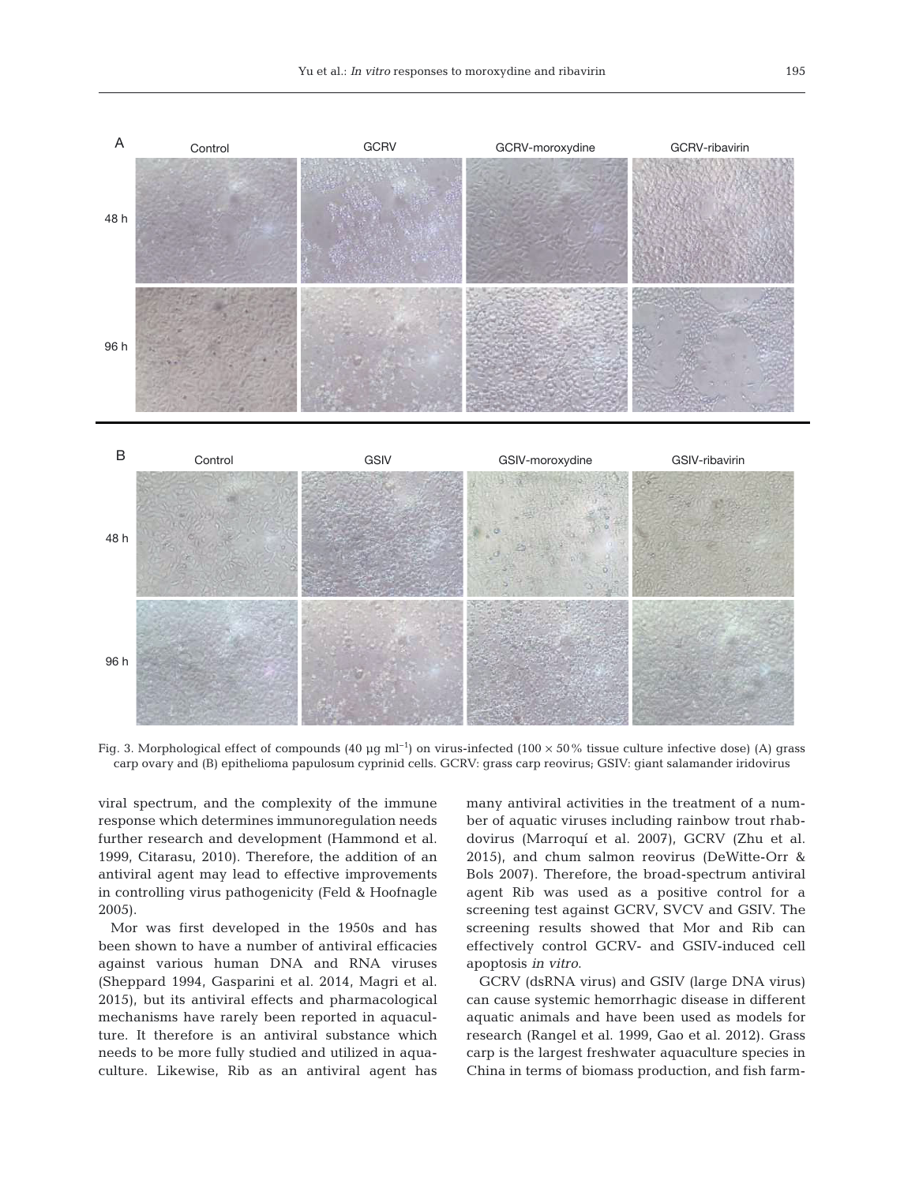Fig. 3. Morphological effect of compounds (40 µg ml$^{-1}$) on virus-infected (100 × 50% tissue culture infective dose) (A) grass carp ovary and (B) epithelioma papulosum cyprinid cells. GCRV: grass carp reovirus; GSIV: giant salamander iridovirus

viral spectrum, and the complexity of the immune response which determines immunoregulation needs further research and development (Hammond et al. 1999, Citarasu, 2010). Therefore, the addition of an antiviral agent may lead to effective improvements in controlling virus pathogenicity (Feld & Hoofnagle 2005).

Mor was first developed in the 1950s and has been shown to have a number of antiviral efficacies against various human DNA and RNA viruses (Sheppard 1994, Gasparini et al. 2014, Magri et al. 2015), but its antiviral effects and pharmacological mechanisms have rarely been reported in aquaculture. It therefore is an antiviral substance which needs to be more fully studied and utilized in aquaculture. Likewise, Rib as an antiviral agent has many antiviral activities in the treatment of a number of aquatic viruses including rainbow trout rhabdovirus (Marroquí et al. 2007), GCRV (Zhu et al. 2015), and chum salmon reovirus (DeWitte-Orr & Bols 2007). Therefore, the broad-spectrum antiviral agent Rib was used as a positive control for a screening test against GCRV, SVCV and GSIV. The screening results showed that Mor and Rib can effectively control GCRV- and GSIV-induced cell apoptosis *in vitro*.

GCRV (dsRNA virus) and GSIV (large DNA virus) can cause systemic hemorrhagic disease in different aquatic animals and have been used as models for research (Rangel et al. 1999, Gao et al. 2012). Grass carp is the largest freshwater aquaculture species in China in terms of biomass production, and fish farm-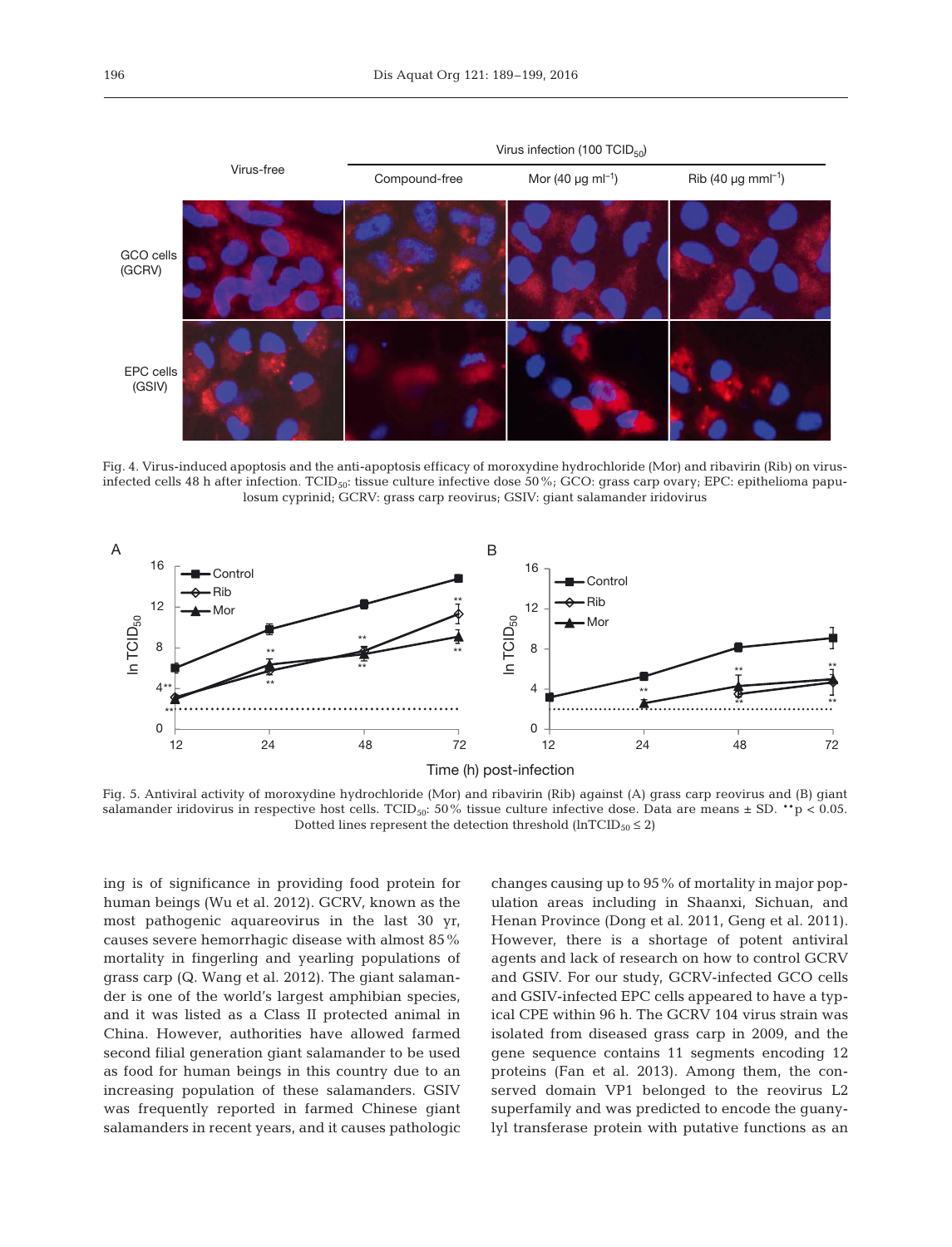Fig. 4. Virus-induced apoptosis and the anti-apoptosis efficacy of moroxydine hydrochloride (Mor) and ribavirin (Rib) on virus-infected cells 48 h after infection. $TCID_{50}$: tissue culture infective dose 50%; GCO: grass carp ovary; EPC: epithelioma papulosum cyprinid; GCRV: grass carp reovirus; GSIV: giant salamander iridovirus

Fig. 5. Antiviral activity of moroxydine hydrochloride (Mor) and ribavirin (Rib) against (A) grass carp reovirus and (B) giant salamander iridovirus in respective host cells. $TCID_{50}$: 50% tissue culture infective dose. Data are means ± SD. **$p < 0.05$. Dotted lines represent the detection threshold ($\ln TCID_{50} \leq 2$)

ing is of significance in providing food protein for human beings (Wu et al. 2012). GCRV, known as the most pathogenic aquareovirus in the last 30 yr, causes severe hemorrhagic disease with almost 85% mortality in fingerling and yearling populations of grass carp (Q. Wang et al. 2012). The giant salamander is one of the world's largest amphibian species, and it was listed as a Class II protected animal in China. However, authorities have allowed farmed second filial generation giant salamander to be used as food for human beings in this country due to an increasing population of these salamanders. GSIV was frequently reported in farmed Chinese giant salamanders in recent years, and it causes pathologic changes causing up to 95% of mortality in major population areas including in Shaanxi, Sichuan, and Henan Province (Dong et al. 2011, Geng et al. 2011). However, there is a shortage of potent antiviral agents and lack of research on how to control GCRV and GSIV. For our study, GCRV-infected GCO cells and GSIV-infected EPC cells appeared to have a typical CPE within 96 h. The GCRV 104 virus strain was isolated from diseased grass carp in 2009, and the gene sequence contains 11 segments encoding 12 proteins (Fan et al. 2013). Among them, the conserved domain VP1 belonged to the reovirus L2 superfamily and was predicted to encode the guanylyl transferase protein with putative functions as an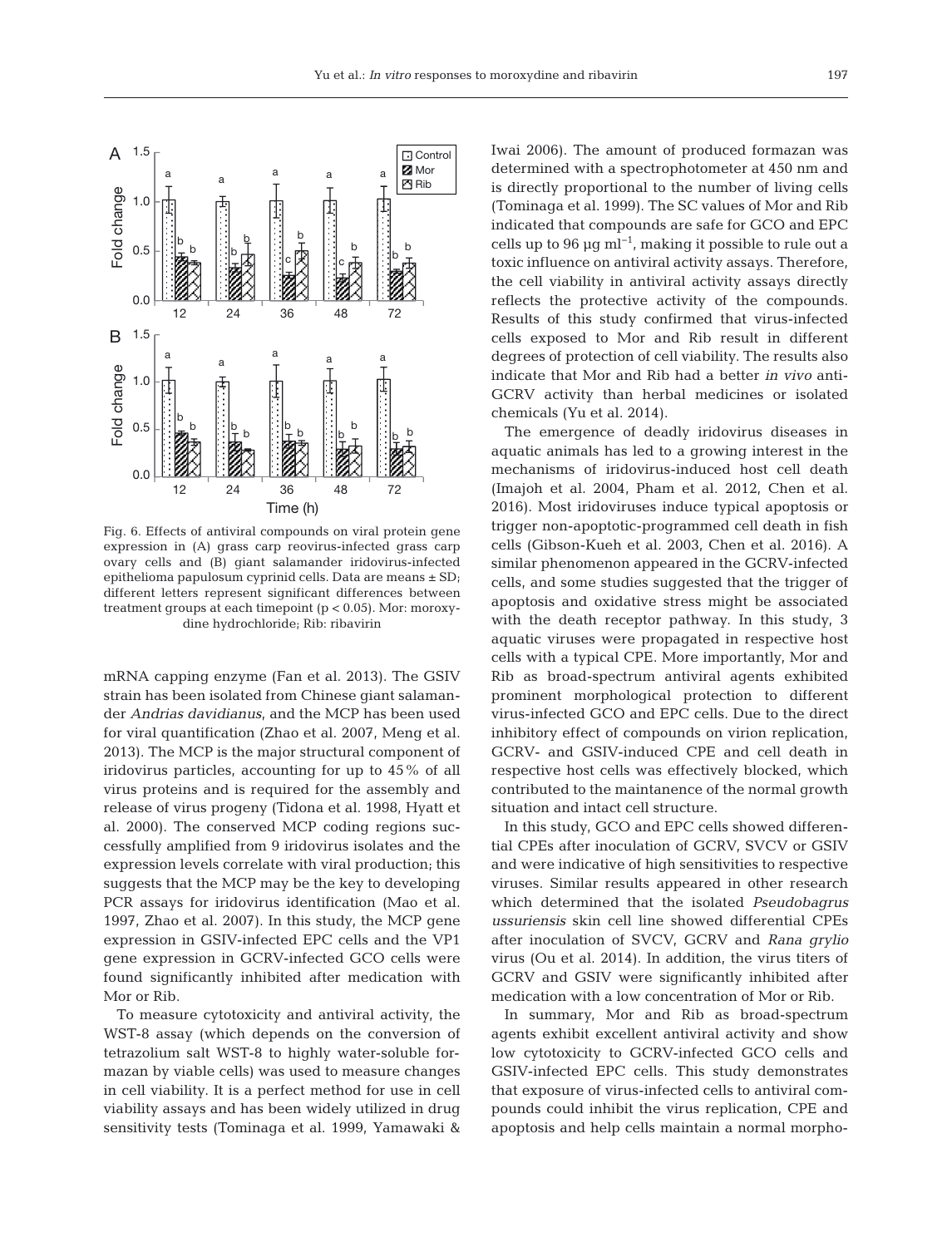Fig. 6. Effects of antiviral compounds on viral protein gene expression in (A) grass carp reovirus-infected grass carp ovary cells and (B) giant salamander iridovirus-infected epithelioma papulosum cyprinid cells. Data are means ± SD; different letters represent significant differences between treatment groups at each timepoint ($p < 0.05$). Mor: moroxydine hydrochloride; Rib: ribavirin

mRNA capping enzyme (Fan et al. 2013). The GSIV strain has been isolated from Chinese giant salamander *Andrias davidianus*, and the MCP has been used for viral quantification (Zhao et al. 2007, Meng et al. 2013). The MCP is the major structural component of iridovirus particles, accounting for up to 45% of all virus proteins and is required for the assembly and release of virus progeny (Tidona et al. 1998, Hyatt et al. 2000). The conserved MCP coding regions successfully amplified from 9 iridovirus isolates and the expression levels correlate with viral production; this suggests that the MCP may be the key to developing PCR assays for iridovirus identification (Mao et al. 1997, Zhao et al. 2007). In this study, the MCP gene expression in GSIV-infected EPC cells and the VP1 gene expression in GCRV-infected GCO cells were found significantly inhibited after medication with Mor or Rib.

To measure cytotoxicity and antiviral activity, the WST-8 assay (which depends on the conversion of tetrazolium salt WST-8 to highly water-soluble formazan by viable cells) was used to measure changes in cell viability. It is a perfect method for use in cell viability assays and has been widely utilized in drug sensitivity tests (Tominaga et al. 1999, Yamawaki & Iwai 2006). The amount of produced formazan was determined with a spectrophotometer at 450 nm and is directly proportional to the number of living cells (Tominaga et al. 1999). The SC values of Mor and Rib indicated that compounds are safe for GCO and EPC cells up to 96 µg ml$^{-1}$, making it possible to rule out a toxic influence on antiviral activity assays. Therefore, the cell viability in antiviral activity assays directly reflects the protective activity of the compounds. Results of this study confirmed that virus-infected cells exposed to Mor and Rib result in different degrees of protection of cell viability. The results also indicate that Mor and Rib had a better *in vivo* anti-GCRV activity than herbal medicines or isolated chemicals (Yu et al. 2014).

The emergence of deadly iridovirus diseases in aquatic animals has led to a growing interest in the mechanisms of iridovirus-induced host cell death (Imajoh et al. 2004, Pham et al. 2012, Chen et al. 2016). Most iridoviruses induce typical apoptosis or trigger non-apoptotic-programmed cell death in fish cells (Gibson-Kueh et al. 2003, Chen et al. 2016). A similar phenomenon appeared in the GCRV-infected cells, and some studies suggested that the trigger of apoptosis and oxidative stress might be associated with the death receptor pathway. In this study, 3 aquatic viruses were propagated in respective host cells with a typical CPE. More importantly, Mor and Rib as broad-spectrum antiviral agents exhibited prominent morphological protection to different virus-infected GCO and EPC cells. Due to the direct inhibitory effect of compounds on virion replication, GCRV- and GSIV-induced CPE and cell death in respective host cells was effectively blocked, which contributed to the maintanence of the normal growth situation and intact cell structure.

In this study, GCO and EPC cells showed differential CPEs after inoculation of GCRV, SVCV or GSIV and were indicative of high sensitivities to respective viruses. Similar results appeared in other research which determined that the isolated *Pseudobagrus ussuriensis* skin cell line showed differential CPEs after inoculation of SVCV, GCRV and *Rana grylio* virus (Ou et al. 2014). In addition, the virus titers of GCRV and GSIV were significantly inhibited after medication with a low concentration of Mor or Rib.

In summary, Mor and Rib as broad-spectrum agents exhibit excellent antiviral activity and show low cytotoxicity to GCRV-infected GCO cells and GSIV-infected EPC cells. This study demonstrates that exposure of virus-infected cells to antiviral compounds could inhibit the virus replication, CPE and apoptosis and help cells maintain a normal morpho-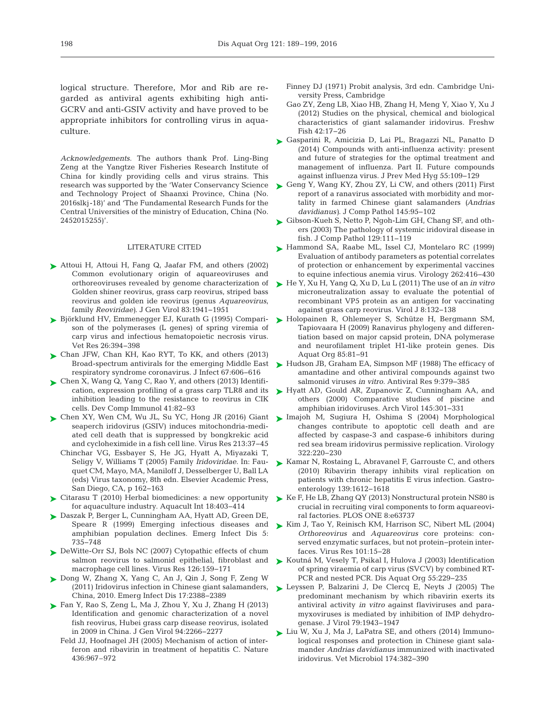logical structure. Therefore, Mor and Rib are regarded as antiviral agents exhibiting high anti-GCRV and anti-GSIV activity and have proved to be appropriate inhibitors for controlling virus in aquaculture.

*Acknowledgements*. The authors thank Prof. Ling-Bing Zeng at the Yangtze River Fisheries Research Institute of China for kindly providing cells and virus strains. This research was supported by the 'Water Conservancy Science and Technology Project of Shaanxi Province, China (No. 2016slkj-18)' and 'The Fundamental Research Funds for the Central Universities of the ministry of Education, China (No. 2452015255)'.

## LITERATURE CITED

- Attoui H, Attoui H, Fang Q, Jaafar FM, and others (2002) Common evolutionary origin of aquareoviruses and orthoreoviruses revealed by genome characterization of Golden shiner reovirus, grass carp reovirus, striped bass reovirus and golden ide reovirus (genus *Aquareovirus*, family *Reoviridae*). J Gen Virol 83:1941–1951
- Björklund HV, Emmenegger EJ, Kurath G (1995) Comparison of the polymerases (L genes) of spring viremia of carp virus and infectious hematopoietic necrosis virus. Vet Res 26:394–398
- Chan JFW, Chan KH, Kao RYT, To KK, and others (2013) Broad-spectrum antivirals for the emerging Middle East respiratory syndrome coronavirus. J Infect 67:606–616
- Chen X, Wang Q, Yang C, Rao Y, and others (2013) Identification, expression profiling of a grass carp TLR8 and its inhibition leading to the resistance to reovirus in CIK cells. Dev Comp Immunol 41:82–93
- Chen XY, Wen CM, Wu JL, Su YC, Hong JR (2016) Giant seaperch iridovirus (GSIV) induces mitochondria-mediated cell death that is suppressed by bongkrekic acid and cycloheximide in a fish cell line. Virus Res 213:37–45
- Chinchar VG, Essbayer S, He JG, Hyatt A, Miyazaki T, Seligy V, Williams T (2005) Family *Iridoviridae*. In: Fauquet CM, Mayo, MA, Maniloff J, Desselberger U, Ball LA (eds) Virus taxonomy, 8th edn. Elsevier Academic Press, San Diego, CA, p 162–163
- Citarasu T (2010) Herbal biomedicines: a new opportunity for aquaculture industry. Aquacult Int 18:403–414
- Daszak P, Berger L, Cunningham AA, Hyatt AD, Green DE, Speare R (1999) Emerging infectious diseases and amphibian population declines. Emerg Infect Dis 5: 735–748
- DeWitte-Orr SJ, Bols NC (2007) Cytopathic effects of chum salmon reovirus to salmonid epithelial, fibroblast and macrophage cell lines. Virus Res 126:159–171
- Dong W, Zhang X, Yang C, An J, Qin J, Song F, Zeng W (2011) Iridovirus infection in Chinese giant salamanders, China, 2010. Emerg Infect Dis 17:2388–2389
- Fan Y, Rao S, Zeng L, Ma J, Zhou Y, Xu J, Zhang H (2013) Identification and genomic characterization of a novel fish reovirus, Hubei grass carp disease reovirus, isolated in 2009 in China. J Gen Virol 94:2266–2277
- Feld JJ, Hoofnagel JH (2005) Mechanism of action of interferon and ribavirin in treatment of hepatitis C. Nature 436:967–972
- Finney DJ (1971) Probit analysis, 3rd edn. Cambridge University Press, Cambridge
- Gao ZY, Zeng LB, Xiao HB, Zhang H, Meng Y, Xiao Y, Xu J (2012) Studies on the physical, chemical and biological characteristics of giant salamander iridovirus. Freshw Fish 42:17–26
- Gasparini R, Amicizia D, Lai PL, Bragazzi NL, Panatto D (2014) Compounds with anti-influenza activity: present and future of strategies for the optimal treatment and management of influenza. Part II. Future compounds against influenza virus. J Prev Med Hyg 55:109–129
- Geng Y, Wang KY, Zhou ZY, Li CW, and others (2011) First report of a ranavirus associated with morbidity and mortality in farmed Chinese giant salamanders (*Andrias davidianus*). J Comp Pathol 145:95–102
- Gibson-Kueh S, Netto P, Ngoh-Lim GH, Chang SF, and others (2003) The pathology of systemic iridoviral disease in fish. J Comp Pathol 129:111–119
- Hammond SA, Raabe ML, Issel CJ, Montelaro RC (1999) Evaluation of antibody parameters as potential correlates of protection or enhancement by experimental vaccines to equine infectious anemia virus. Virology 262:416–430
- He Y, Xu H, Yang Q, Xu D, Lu L (2011) The use of an *in vitro* microneutralization assay to evaluate the potential of recombinant VP5 protein as an antigen for vaccinating against grass carp reovirus. Virol J 8:132–138
- Holopainen R, Ohlemeyer S, Schütze H, Bergmann SM, Tapiovaara H (2009) Ranavirus phylogeny and differentiation based on major capsid protein, DNA polymerase and neurofilament triplet H1-like protein genes. Dis Aquat Org 85:81–91
- Hudson JB, Graham EA, Simpson MF (1988) The efficacy of amantadine and other antiviral compounds against two salmonid viruses *in vitro*. Antiviral Res 9:379–385
- Hyatt AD, Gould AR, Zupanovic Z, Cunningham AA, and others (2000) Comparative studies of piscine and amphibian iridoviruses. Arch Virol 145:301–331
- Imajoh M, Sugiura H, Oshima S (2004) Morphological changes contribute to apoptotic cell death and are affected by caspase-3 and caspase-6 inhibitors during red sea bream iridovirus permissive replication. Virology 322:220–230
- Kamar N, Rostaing L, Abravanel F, Garrouste C, and others (2010) Ribavirin therapy inhibits viral replication on patients with chronic hepatitis E virus infection. Gastroenterology 139:1612–1618
- Ke F, He LB, Zhang QY (2013) Nonstructural protein NS80 is crucial in recruiting viral components to form aquareoviral factories. PLOS ONE 8:e63737
- Kim J, Tao Y, Reinisch KM, Harrison SC, Nibert ML (2004) *Orthoreovirus* and *Aquareovirus* core proteins: conserved enzymatic surfaces, but not protein–protein interfaces. Virus Res 101:15–28
- Koutná M, Vesely T, Psikal I, Hulova J (2003) Identification of spring viraemia of carp virus (SVCV) by combined RT-PCR and nested PCR. Dis Aquat Org 55:229–235
- Leyssen P, Balzarini J, De Clercq E, Neyts J (2005) The predominant mechanism by which ribavirin exerts its antiviral activity *in vitro* against flaviviruses and paramyxoviruses is mediated by inhibition of IMP dehydrogenase. J Virol 79:1943–1947
- Liu W, Xu J, Ma J, LaPatra SE, and others (2014) Immunological responses and protection in Chinese giant salamander *Andrias davidianus* immunized with inactivated iridovirus. Vet Microbiol 174:382–390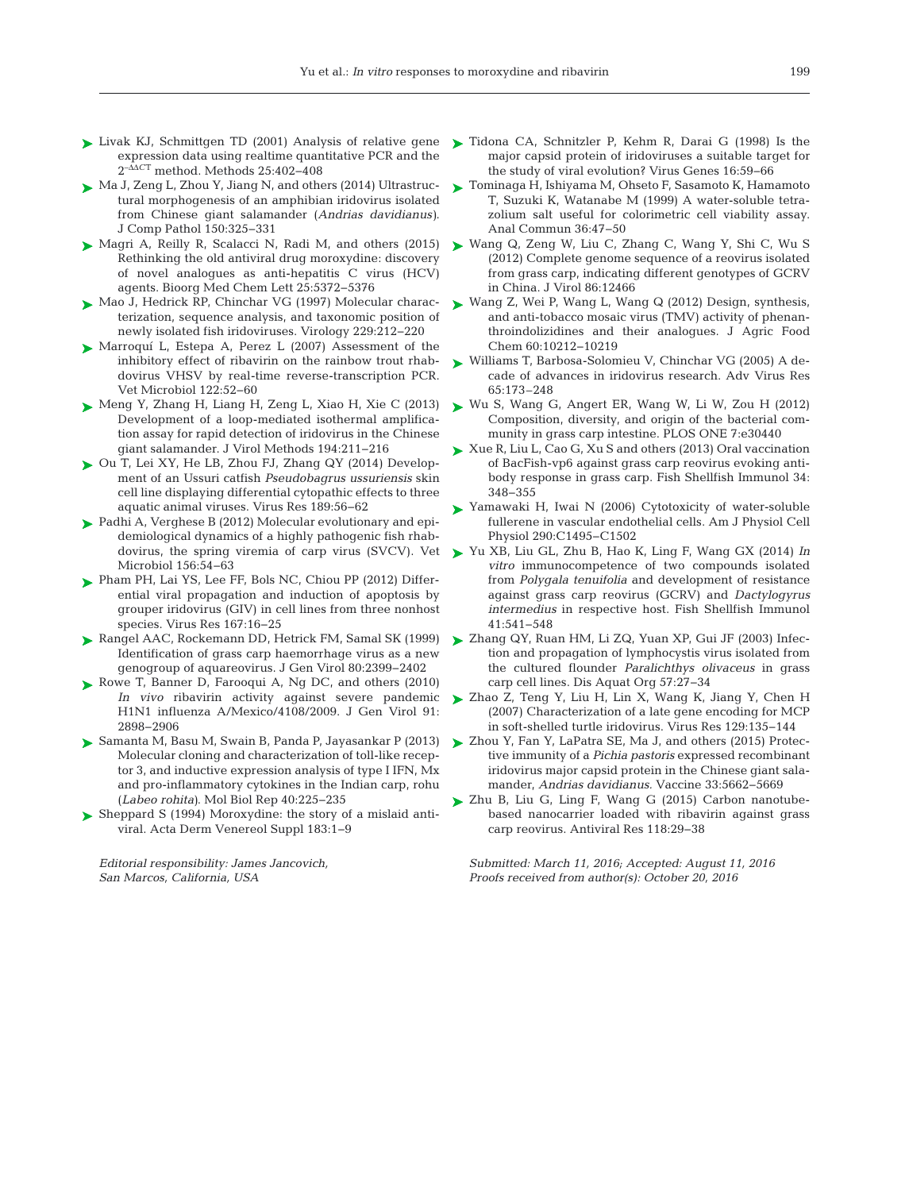Livak KJ, Schmittgen TD (2001) Analysis of relative gene expression data using realtime quantitative PCR and the $2^{-\Delta\Delta CT}$ method. Methods 25:402−408

Ma J, Zeng L, Zhou Y, Jiang N, and others (2014) Ultrastructural morphogenesis of an amphibian iridovirus isolated from Chinese giant salamander (*Andrias davidianus*). J Comp Pathol 150:325−331

Magri A, Reilly R, Scalacci N, Radi M, and others (2015) Rethinking the old antiviral drug moroxydine: discovery of novel analogues as anti-hepatitis C virus (HCV) agents. Bioorg Med Chem Lett 25:5372−5376

Mao J, Hedrick RP, Chinchar VG (1997) Molecular characterization, sequence analysis, and taxonomic position of newly isolated fish iridoviruses. Virology 229:212−220

Marroquí L, Estepa A, Perez L (2007) Assessment of the inhibitory effect of ribavirin on the rainbow trout rhabdovirus VHSV by real-time reverse-transcription PCR. Vet Microbiol 122:52−60

Meng Y, Zhang H, Liang H, Zeng L, Xiao H, Xie C (2013) Development of a loop-mediated isothermal amplification assay for rapid detection of iridovirus in the Chinese giant salamander. J Virol Methods 194:211−216

Ou T, Lei XY, He LB, Zhou FJ, Zhang QY (2014) Development of an Ussuri catfish *Pseudobagrus ussuriensis* skin cell line displaying differential cytopathic effects to three aquatic animal viruses. Virus Res 189:56−62

Padhi A, Verghese B (2012) Molecular evolutionary and epidemiological dynamics of a highly pathogenic fish rhabdovirus, the spring viremia of carp virus (SVCV). Vet Microbiol 156:54−63

Pham PH, Lai YS, Lee FF, Bols NC, Chiou PP (2012) Differential viral propagation and induction of apoptosis by grouper iridovirus (GIV) in cell lines from three nonhost species. Virus Res 167:16−25

Rangel AAC, Rockemann DD, Hetrick FM, Samal SK (1999) Identification of grass carp haemorrhage virus as a new genogroup of aquareovirus. J Gen Virol 80:2399−2402

Rowe T, Banner D, Farooqui A, Ng DC, and others (2010) *In vivo* ribavirin activity against severe pandemic H1N1 influenza A/Mexico/4108/2009. J Gen Virol 91: 2898−2906

Samanta M, Basu M, Swain B, Panda P, Jayasankar P (2013) Molecular cloning and characterization of toll-like receptor 3, and inductive expression analysis of type I IFN, Mx and pro-inflammatory cytokines in the Indian carp, rohu (*Labeo rohita*). Mol Biol Rep 40:225−235

Sheppard S (1994) Moroxydine: the story of a mislaid antiviral. Acta Derm Venereol Suppl 183:1−9

Tidona CA, Schnitzler P, Kehm R, Darai G (1998) Is the major capsid protein of iridoviruses a suitable target for the study of viral evolution? Virus Genes 16:59−66

Tominaga H, Ishiyama M, Ohseto F, Sasamoto K, Hamamoto T, Suzuki K, Watanabe M (1999) A water-soluble tetrazolium salt useful for colorimetric cell viability assay. Anal Commun 36:47−50

Wang Q, Zeng W, Liu C, Zhang C, Wang Y, Shi C, Wu S (2012) Complete genome sequence of a reovirus isolated from grass carp, indicating different genotypes of GCRV in China. J Virol 86:12466

Wang Z, Wei P, Wang L, Wang Q (2012) Design, synthesis, and anti-tobacco mosaic virus (TMV) activity of phenanthroindolizidines and their analogues. J Agric Food Chem 60:10212−10219

Williams T, Barbosa-Solomieu V, Chinchar VG (2005) A decade of advances in iridovirus research. Adv Virus Res 65:173−248

Wu S, Wang G, Angert ER, Wang W, Li W, Zou H (2012) Composition, diversity, and origin of the bacterial community in grass carp intestine. PLOS ONE 7:e30440

Xue R, Liu L, Cao G, Xu S and others (2013) Oral vaccination of BacFish-vp6 against grass carp reovirus evoking antibody response in grass carp. Fish Shellfish Immunol 34: 348−355

Yamawaki H, Iwai N (2006) Cytotoxicity of water-soluble fullerene in vascular endothelial cells. Am J Physiol Cell Physiol 290:C1495−C1502

Yu XB, Liu GL, Zhu B, Hao K, Ling F, Wang GX (2014) *In vitro* immunocompetence of two compounds isolated from *Polygala tenuifolia* and development of resistance against grass carp reovirus (GCRV) and *Dactylogyrus intermedius* in respective host. Fish Shellfish Immunol 41:541−548

Zhang QY, Ruan HM, Li ZQ, Yuan XP, Gui JF (2003) Infection and propagation of lymphocystis virus isolated from the cultured flounder *Paralichthys olivaceus* in grass carp cell lines. Dis Aquat Org 57:27−34

Zhao Z, Teng Y, Liu H, Lin X, Wang K, Jiang Y, Chen H (2007) Characterization of a late gene encoding for MCP in soft-shelled turtle iridovirus. Virus Res 129:135−144

Zhou Y, Fan Y, LaPatra SE, Ma J, and others (2015) Protective immunity of a *Pichia pastoris* expressed recombinant iridovirus major capsid protein in the Chinese giant salamander, *Andrias davidianus*. Vaccine 33:5662−5669

Zhu B, Liu G, Ling F, Wang G (2015) Carbon nanotube-based nanocarrier loaded with ribavirin against grass carp reovirus. Antiviral Res 118:29−38

*Editorial responsibility: James Jancovich, San Marcos, California, USA*

*Submitted: March 11, 2016; Accepted: August 11, 2016*
*Proofs received from author(s): October 20, 2016*